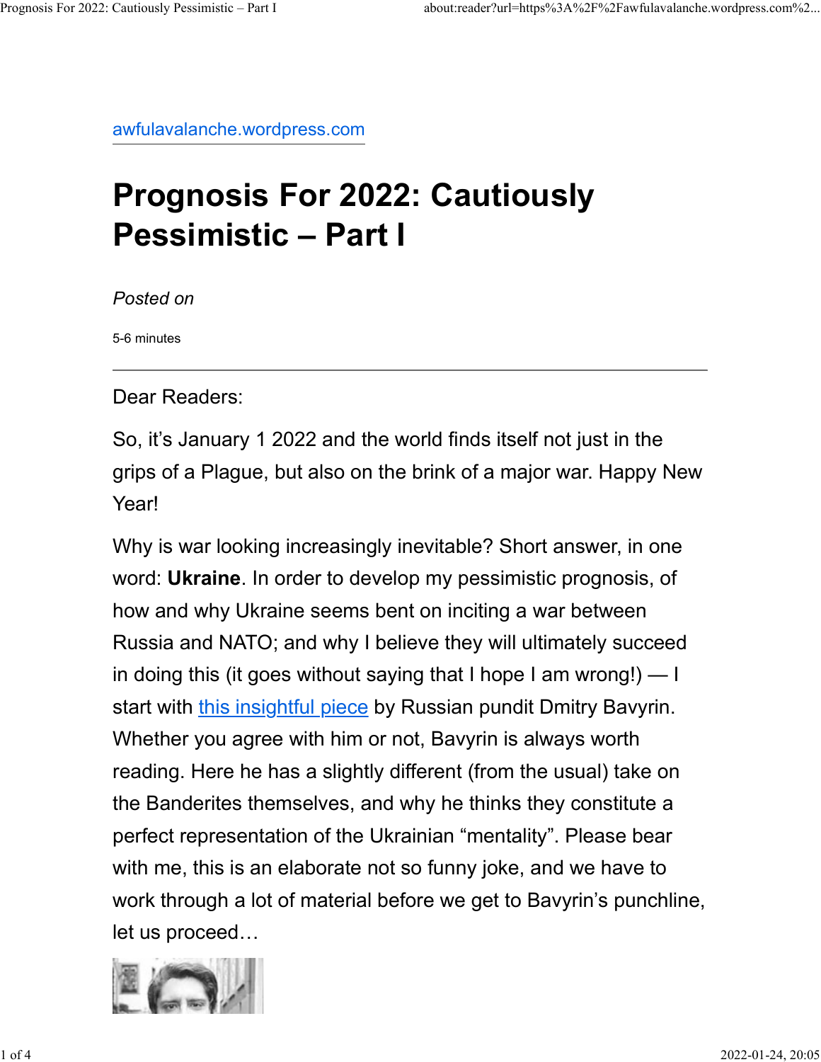awfulavalanche.wordpress.com

# Prognosis For 2022: Cautiously Pessimistic – Part I

*Posted on*

5-6 minutes

---

Dear Readers:

So, it's January 1 2022 and the world finds itself not just in the grips of a Plague, but also on the brink of a major war. Happy New Year!

Why is war looking increasingly inevitable? Short answer, in one word: **Ukraine**. In order to develop my pessimistic prognosis, of how and why Ukraine seems bent on inciting a war between Russia and NATO; and why I believe they will ultimately succeed in doing this (it goes without saying that I hope I am wrong!) — I start with this insightful piece by Russian pundit Dmitry Bavyrin. Whether you agree with him or not, Bavyrin is always worth reading. Here he has a slightly different (from the usual) take on the Banderites themselves, and why he thinks they constitute a perfect representation of the Ukrainian "mentality". Please bear with me, this is an elaborate not so funny joke, and we have to work through a lot of material before we get to Bavyrin's punchline, let us proceed…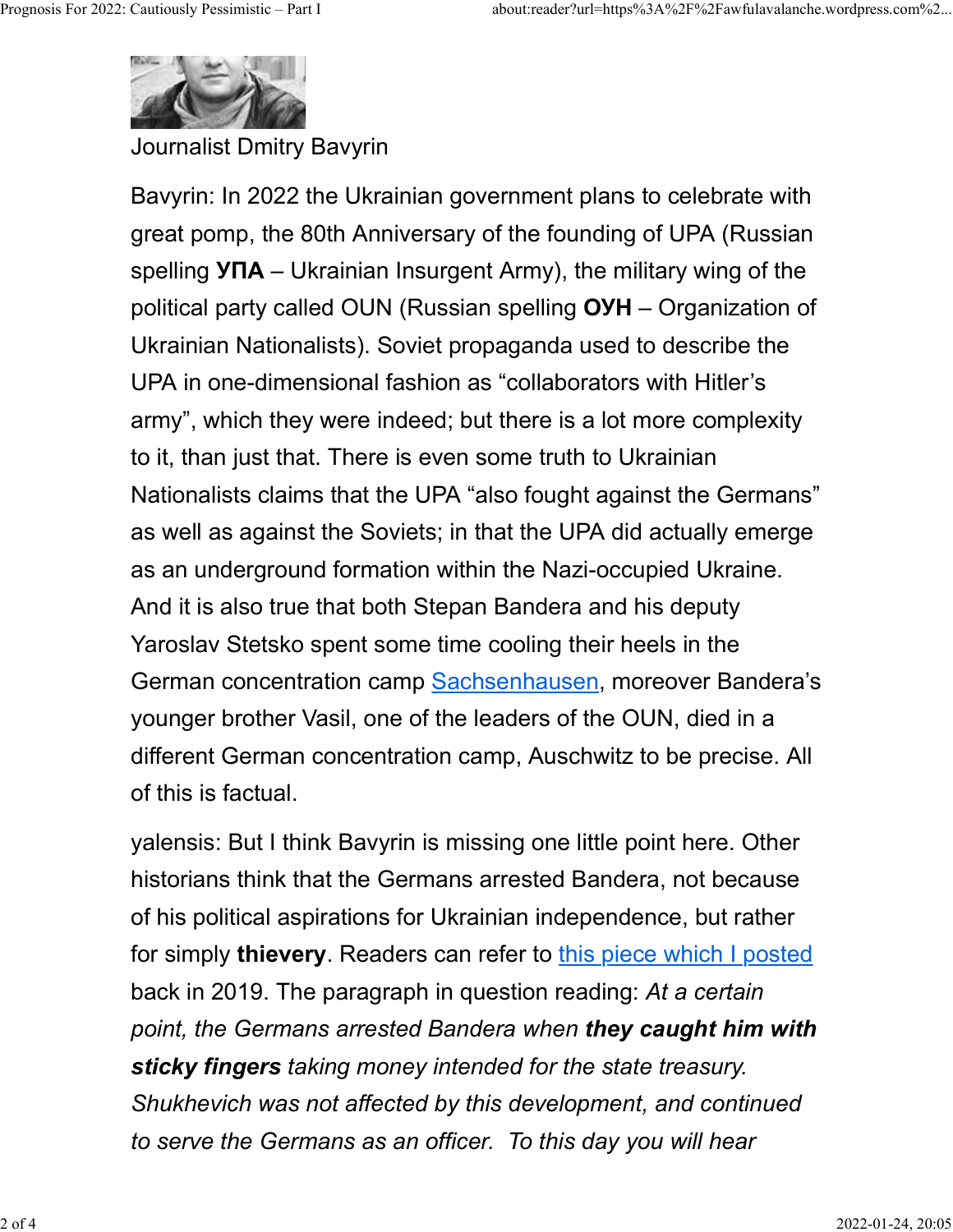Journalist Dmitry Bavyrin

Bavyrin: In 2022 the Ukrainian government plans to celebrate with great pomp, the 80th Anniversary of the founding of UPA (Russian spelling **УПА** – Ukrainian Insurgent Army), the military wing of the political party called OUN (Russian spelling **ОУН** – Organization of Ukrainian Nationalists). Soviet propaganda used to describe the UPA in one-dimensional fashion as "collaborators with Hitler's army", which they were indeed; but there is a lot more complexity to it, than just that. There is even some truth to Ukrainian Nationalists claims that the UPA "also fought against the Germans" as well as against the Soviets; in that the UPA did actually emerge as an underground formation within the Nazi-occupied Ukraine. And it is also true that both Stepan Bandera and his deputy Yaroslav Stetsko spent some time cooling their heels in the German concentration camp Sachsenhausen, moreover Bandera's younger brother Vasil, one of the leaders of the OUN, died in a different German concentration camp, Auschwitz to be precise. All of this is factual.

yalensis: But I think Bavyrin is missing one little point here. Other historians think that the Germans arrested Bandera, not because of his political aspirations for Ukrainian independence, but rather for simply **thievery**. Readers can refer to this piece which I posted back in 2019. The paragraph in question reading: *At a certain point, the Germans arrested Bandera when **they caught him with sticky fingers** taking money intended for the state treasury. Shukhevich was not affected by this development, and continued to serve the Germans as an officer. To this day you will hear*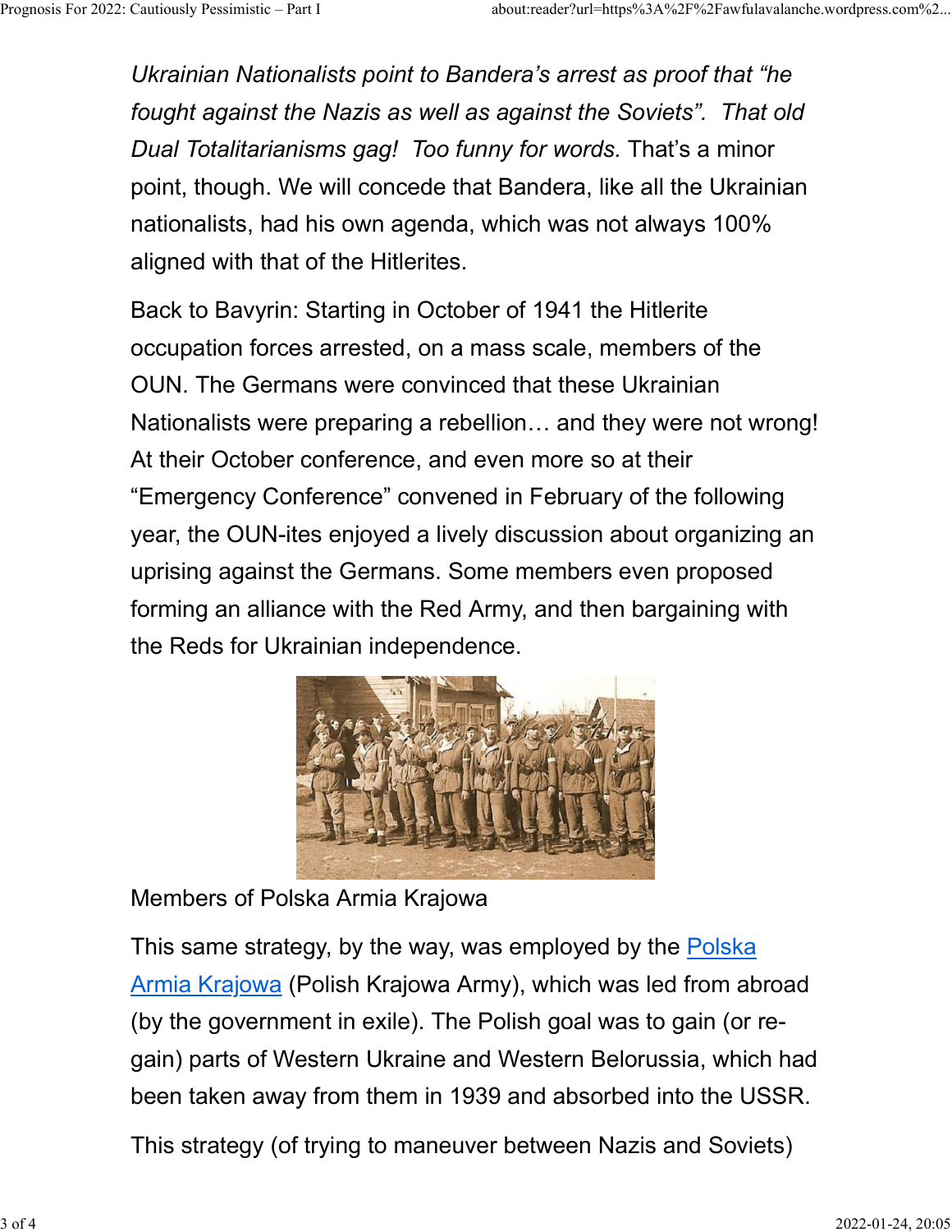*Ukrainian Nationalists point to Bandera's arrest as proof that "he fought against the Nazis as well as against the Soviets". That old Dual Totalitarianisms gag! Too funny for words.* That's a minor point, though. We will concede that Bandera, like all the Ukrainian nationalists, had his own agenda, which was not always 100% aligned with that of the Hitlerites.

Back to Bavyrin: Starting in October of 1941 the Hitlerite occupation forces arrested, on a mass scale, members of the OUN. The Germans were convinced that these Ukrainian Nationalists were preparing a rebellion… and they were not wrong! At their October conference, and even more so at their "Emergency Conference" convened in February of the following year, the OUN-ites enjoyed a lively discussion about organizing an uprising against the Germans. Some members even proposed forming an alliance with the Red Army, and then bargaining with the Reds for Ukrainian independence.

Members of Polska Armia Krajowa

This same strategy, by the way, was employed by the [Polska Armia Krajowa](#) (Polish Krajowa Army), which was led from abroad (by the government in exile). The Polish goal was to gain (or re-gain) parts of Western Ukraine and Western Belorussia, which had been taken away from them in 1939 and absorbed into the USSR.

This strategy (of trying to maneuver between Nazis and Soviets)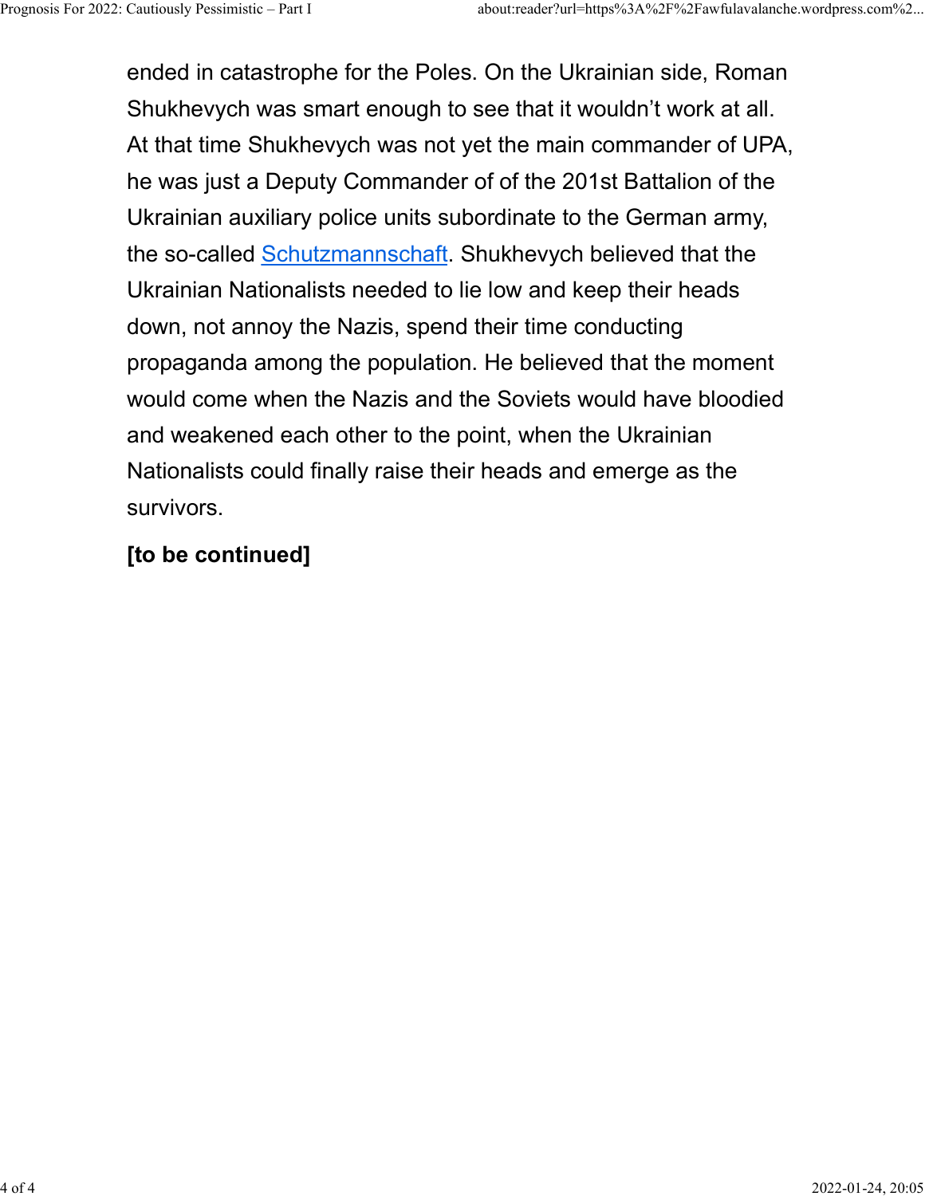ended in catastrophe for the Poles. On the Ukrainian side, Roman Shukhevych was smart enough to see that it wouldn't work at all. At that time Shukhevych was not yet the main commander of UPA, he was just a Deputy Commander of of the 201st Battalion of the Ukrainian auxiliary police units subordinate to the German army, the so-called Schutzmannschaft. Shukhevych believed that the Ukrainian Nationalists needed to lie low and keep their heads down, not annoy the Nazis, spend their time conducting propaganda among the population. He believed that the moment would come when the Nazis and the Soviets would have bloodied and weakened each other to the point, when the Ukrainian Nationalists could finally raise their heads and emerge as the survivors.

**[to be continued]**